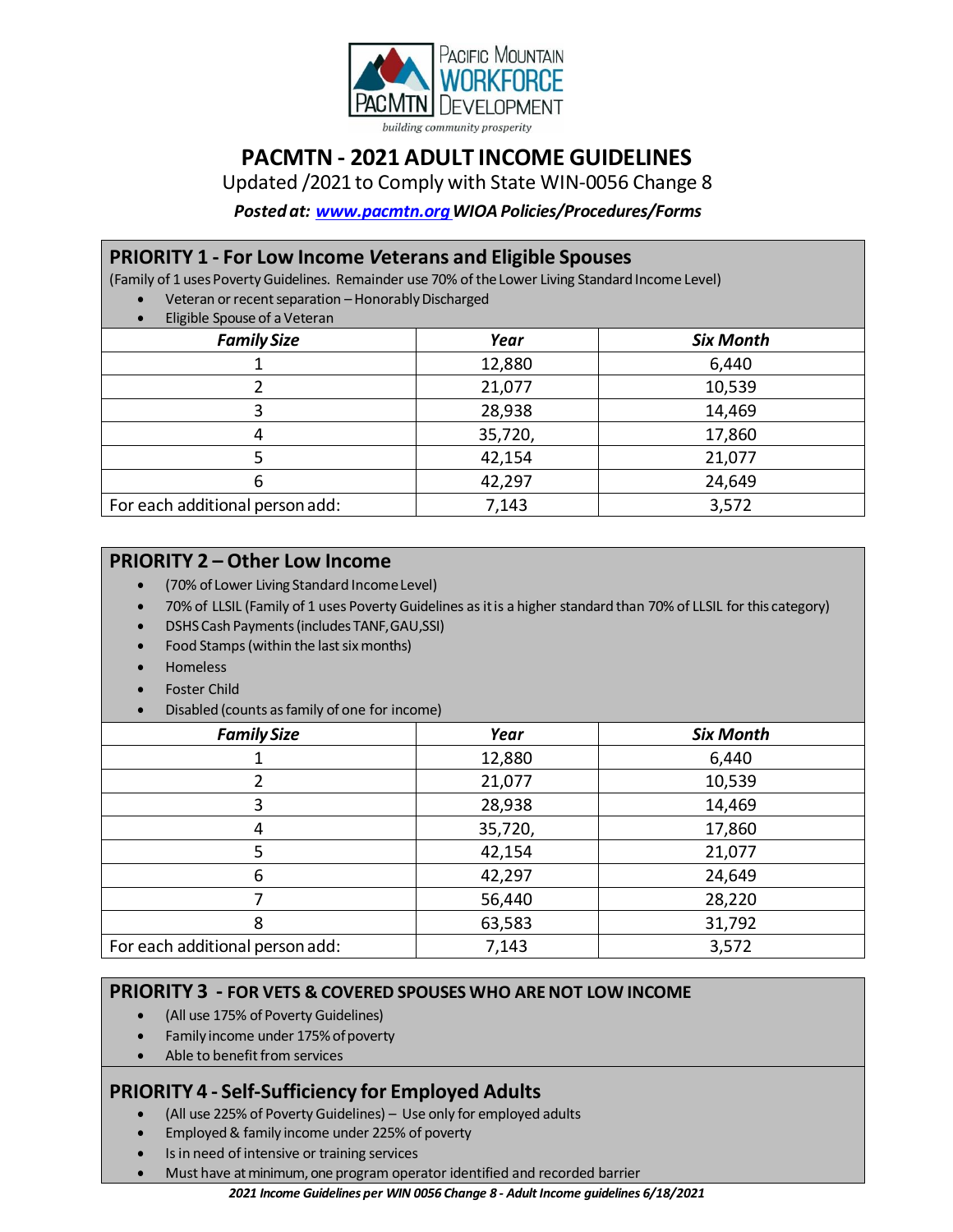Pacific Mountain Workforce Development

building community prosperity

# PACMTN - 2021 ADULT INCOME GUIDELINES

Updated /2021 to Comply with State WIN-0056 Change 8

***Posted at: [www.pacmtn.org](www.pacmtn.org) WIOA Policies/Procedures/Forms***

## PRIORITY 1 - For Low Income *V*eterans and Eligible Spouses

(Family of 1 uses Poverty Guidelines. Remainder use 70% of the Lower Living Standard Income Level)

- Veteran or recent separation – Honorably Discharged
- Eligible Spouse of a Veteran

| *Family Size* | *Year* | *Six Month* |
|---|---|---|
| 1 | 12,880 | 6,440 |
| 2 | 21,077 | 10,539 |
| 3 | 28,938 | 14,469 |
| 4 | 35,720, | 17,860 |
| 5 | 42,154 | 21,077 |
| 6 | 42,297 | 24,649 |
| For each additional person add: | 7,143 | 3,572 |

## PRIORITY 2 – Other Low Income

- (70% of Lower Living Standard Income Level)
- 70% of LLSIL (Family of 1 uses Poverty Guidelines as it is a higher standard than 70% of LLSIL for this category)
- DSHS Cash Payments (includes TANF, GAU, SSI)
- Food Stamps (within the last six months)
- Homeless
- Foster Child
- Disabled (counts as family of one for income)

| *Family Size* | *Year* | *Six Month* |
|---|---|---|
| 1 | 12,880 | 6,440 |
| 2 | 21,077 | 10,539 |
| 3 | 28,938 | 14,469 |
| 4 | 35,720, | 17,860 |
| 5 | 42,154 | 21,077 |
| 6 | 42,297 | 24,649 |
| 7 | 56,440 | 28,220 |
| 8 | 63,583 | 31,792 |
| For each additional person add: | 7,143 | 3,572 |

## PRIORITY 3 - FOR VETS & COVERED SPOUSES WHO ARE NOT LOW INCOME

- (All use 175% of Poverty Guidelines)
- Family income under 175% of poverty
- Able to benefit from services

## PRIORITY 4 - Self-Sufficiency for Employed Adults

- (All use 225% of Poverty Guidelines) – Use only for employed adults
- Employed & family income under 225% of poverty
- Is in need of intensive or training services
- Must have at minimum, one program operator identified and recorded barrier

***2021 Income Guidelines per WIN 0056 Change 8 - Adult Income guidelines 6/18/2021***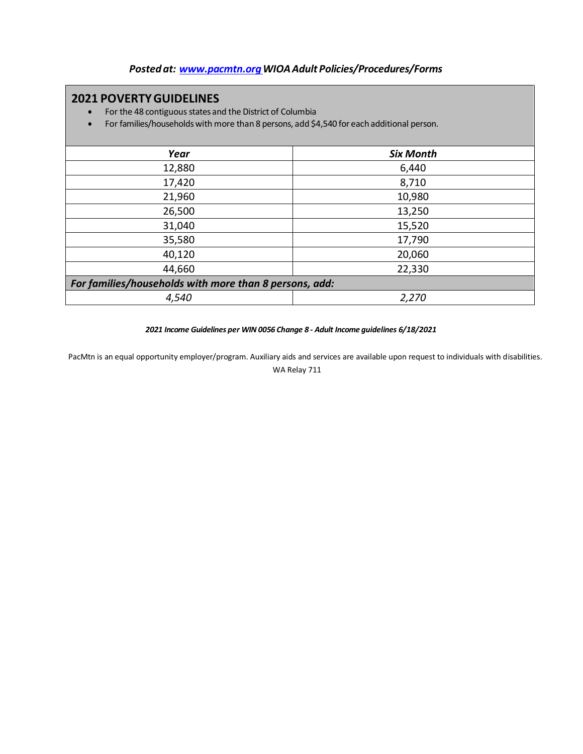***Posted at: [www.pacmtn.org](http://www.pacmtn.org) WIOA Adult Policies/Procedures/Forms***

## 2021 POVERTY GUIDELINES

- For the 48 contiguous states and the District of Columbia
- For families/households with more than 8 persons, add $4,540 for each additional person.

| ***Year*** | ***Six Month*** |
|---|---|
| 12,880 | 6,440 |
| 17,420 | 8,710 |
| 21,960 | 10,980 |
| 26,500 | 13,250 |
| 31,040 | 15,520 |
| 35,580 | 17,790 |
| 40,120 | 20,060 |
| 44,660 | 22,330 |
| ***For families/households with more than 8 persons, add:*** | |
| *4,540* | *2,270* |

***2021 Income Guidelines per WIN 0056 Change 8 - Adult Income guidelines 6/18/2021***

PacMtn is an equal opportunity employer/program. Auxiliary aids and services are available upon request to individuals with disabilities.
WA Relay 711